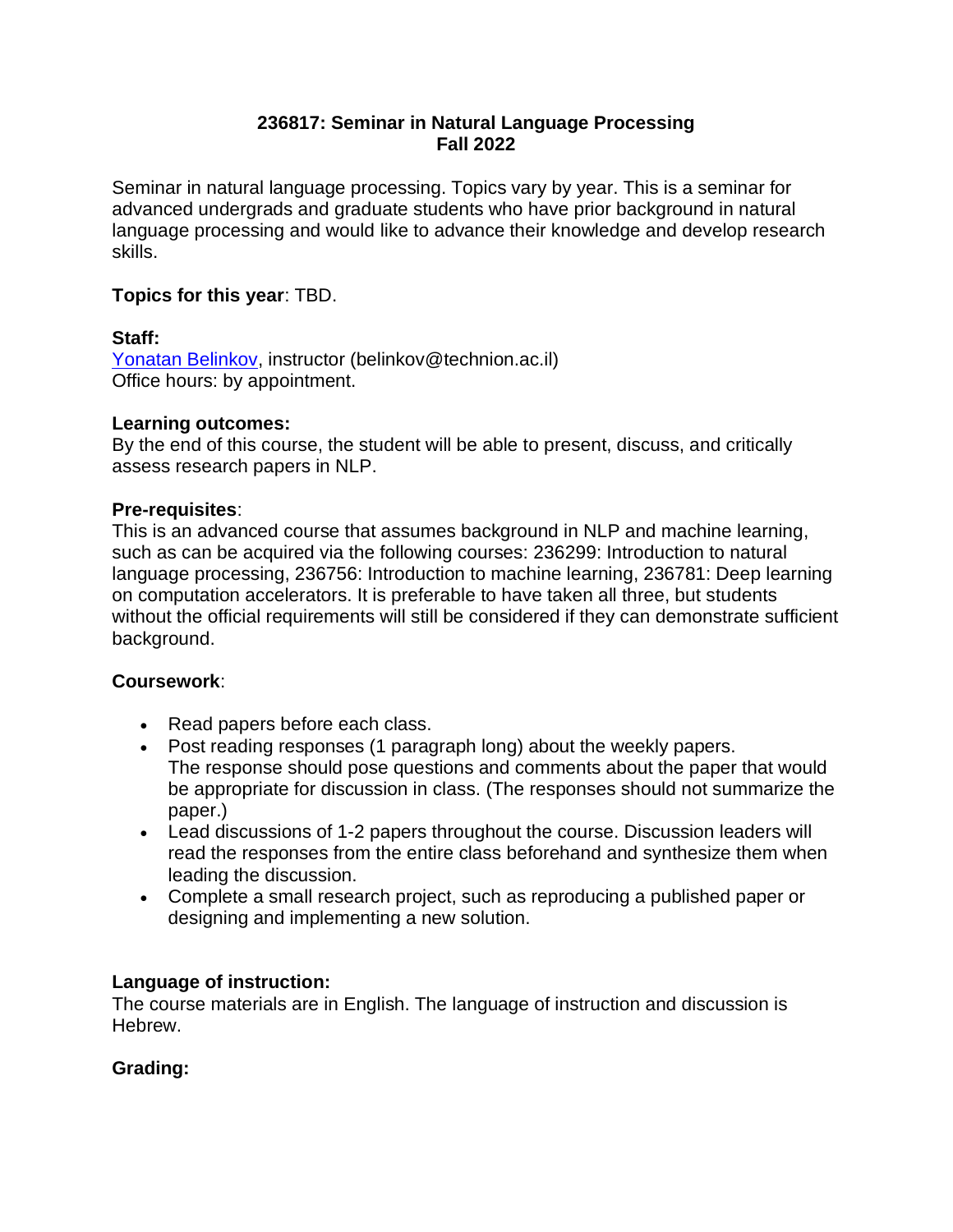# 236817: Seminar in Natural Language Processing
## Fall 2022

Seminar in natural language processing. Topics vary by year. This is a seminar for advanced undergrads and graduate students who have prior background in natural language processing and would like to advance their knowledge and develop research skills.

**Topics for this year**: TBD.

**Staff:**
Yonatan Belinkov, instructor (belinkov@technion.ac.il)
Office hours: by appointment.

**Learning outcomes:**
By the end of this course, the student will be able to present, discuss, and critically assess research papers in NLP.

**Pre-requisites**:
This is an advanced course that assumes background in NLP and machine learning, such as can be acquired via the following courses: 236299: Introduction to natural language processing, 236756: Introduction to machine learning, 236781: Deep learning on computation accelerators. It is preferable to have taken all three, but students without the official requirements will still be considered if they can demonstrate sufficient background.

**Coursework**:

- Read papers before each class.
- Post reading responses (1 paragraph long) about the weekly papers. The response should pose questions and comments about the paper that would be appropriate for discussion in class. (The responses should not summarize the paper.)
- Lead discussions of 1-2 papers throughout the course. Discussion leaders will read the responses from the entire class beforehand and synthesize them when leading the discussion.
- Complete a small research project, such as reproducing a published paper or designing and implementing a new solution.

**Language of instruction:**
The course materials are in English. The language of instruction and discussion is Hebrew.

**Grading:**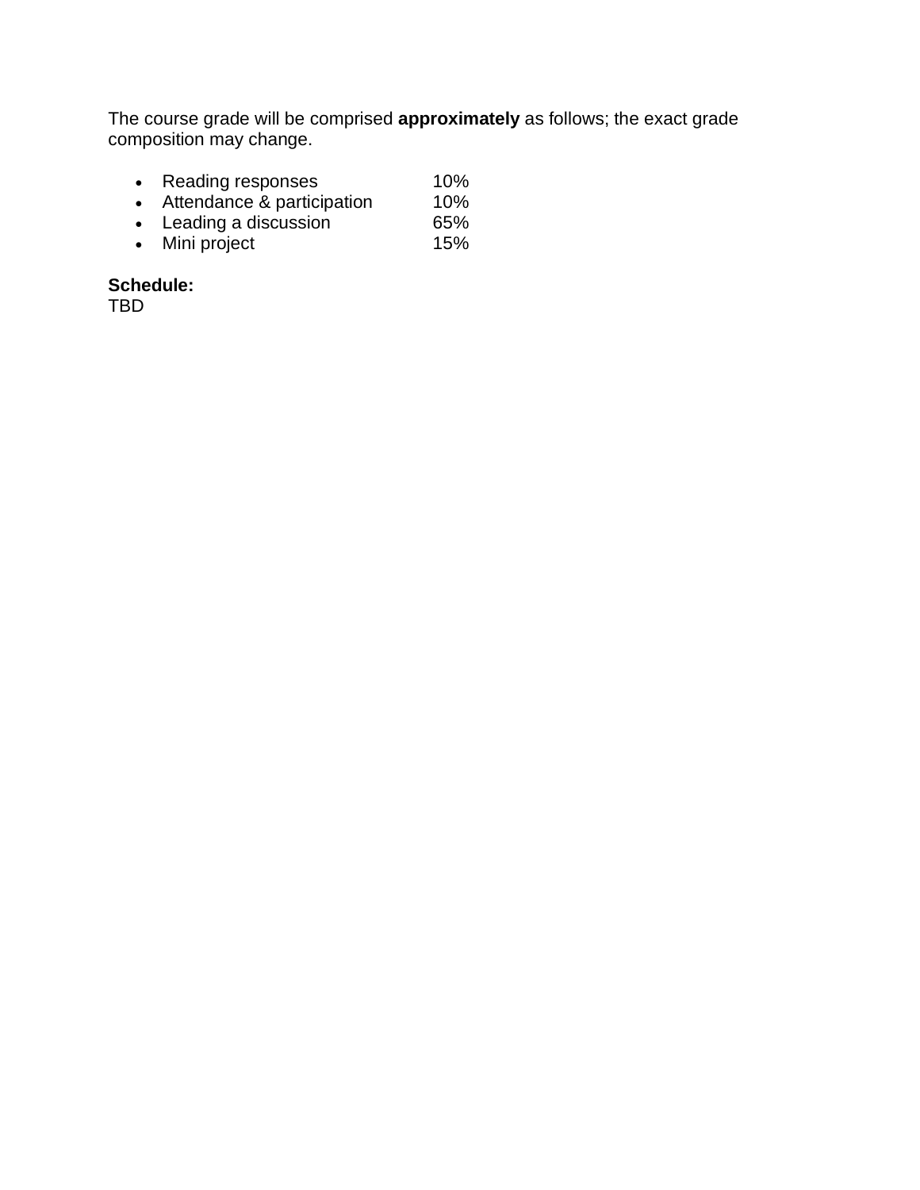The course grade will be comprised **approximately** as follows; the exact grade composition may change.

- Reading responses 10%
- Attendance & participation 10%
- Leading a discussion 65%
- Mini project 15%

**Schedule:**
TBD